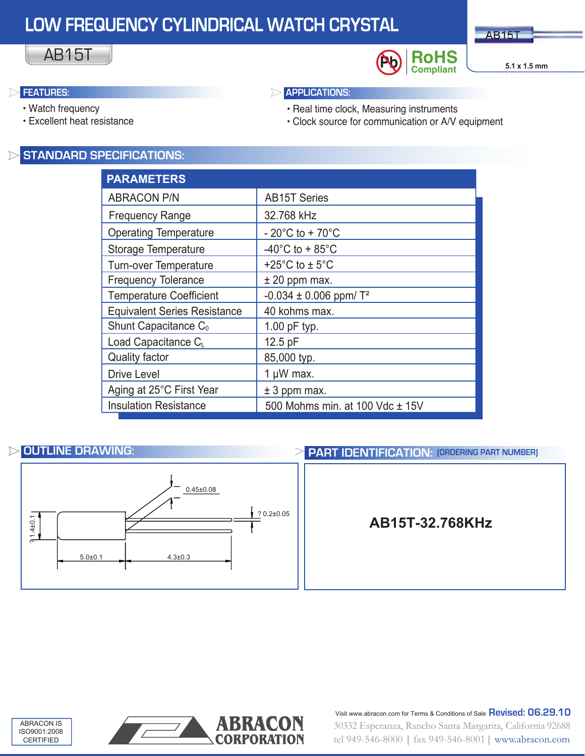# LOW FREQUENCY CYLINDRICAL WATCH CRYSTAL

## AB15T

RoHS Compliant

AB15T

5.1 x 1.5 mm

## FEATURES:

- Watch frequency
- Excellent heat resistance

## APPLICATIONS:

- Real time clock, Measuring instruments
- Clock source for communication or A/V equipment

## STANDARD SPECIFICATIONS:

| PARAMETERS | |
|---|---|
| ABRACON P/N | AB15T Series |
| Frequency Range | 32.768 kHz |
| Operating Temperature | - 20°C to + 70°C |
| Storage Temperature | -40°C to + 85°C |
| Turn-over Temperature | +25°C to ± 5°C |
| Frequency Tolerance | ± 20 ppm max. |
| Temperature Coefficient | -0.034 ± 0.006 ppm/ T² |
| Equivalent Series Resistance | 40 kohms max. |
| Shunt Capacitance $C_0$ | 1.00 pF typ. |
| Load Capacitance $C_L$ | 12.5 pF |
| Quality factor | 85,000 typ. |
| Drive Level | 1 µW max. |
| Aging at 25°C First Year | ± 3 ppm max. |
| Insulation Resistance | 500 Mohms min. at 100 Vdc ± 15V |

## OUTLINE DRAWING:

0.45±0.08

? 0.2±0.05

? 1.4±0.1

5.0±0.1

4.3±0.3

## PART IDENTIFICATION: (ORDERING PART NUMBER)

**AB15T-32.768KHz**

ABRACON IS ISO9001:2008 CERTIFIED

ABRACON CORPORATION

Visit www.abracon.com for Terms & Conditions of Sale **Revised: 06.29.10**

30332 Esperanza, Rancho Santa Margarita, California 92688

tel 949-546-8000 | fax 949-546-8001 | www.abracon.com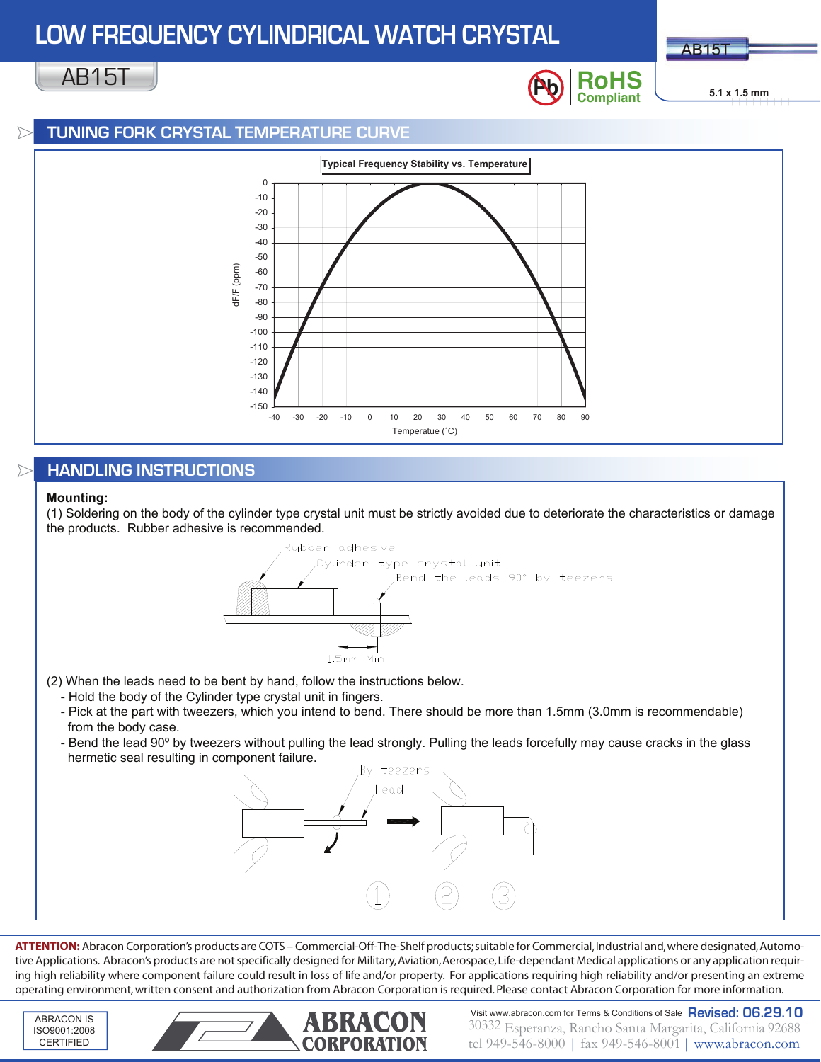# LOW FREQUENCY CYLINDRICAL WATCH CRYSTAL

AB15T

RoHS Compliant

5.1 x 1.5 mm

## TUNING FORK CRYSTAL TEMPERATURE CURVE

Typical Frequency Stability vs. Temperature

dF/F (ppm)

0
-10
-20
-30
-40
-50
-60
-70
-80
-90
-100
-110
-120
-130
-140
-150

-40 -30 -20 -10 0 10 20 30 40 50 60 70 80 90

Temperatue (˚C)

## HANDLING INSTRUCTIONS

**Mounting:**

(1) Soldering on the body of the cylinder type crystal unit must be strictly avoided due to deteriorate the characteristics or damage the products. Rubber adhesive is recommended.

Rubber adhesive

Cylinder type crystal unit

Bend the leads 90° by teezers

1.5mm Min.

(2) When the leads need to be bent by hand, follow the instructions below.

- Hold the body of the Cylinder type crystal unit in fingers.
- Pick at the part with tweezers, which you intend to bend. There should be more than 1.5mm (3.0mm is recommendable) from the body case.
- Bend the lead 90º by tweezers without pulling the lead strongly. Pulling the leads forcefully may cause cracks in the glass hermetic seal resulting in component failure.

By teezers

Lead

1 2 3

**ATTENTION:** Abracon Corporation's products are COTS – Commercial-Off-The-Shelf products; suitable for Commercial, Industrial and, where designated, Automotive Applications. Abracon's products are not specifically designed for Military, Aviation, Aerospace, Life-dependant Medical applications or any application requiring high reliability where component failure could result in loss of life and/or property. For applications requiring high reliability and/or presenting an extreme operating environment, written consent and authorization from Abracon Corporation is required. Please contact Abracon Corporation for more information.

ABRACON IS ISO9001:2008 CERTIFIED

ABRACON CORPORATION

Visit www.abracon.com for Terms & Conditions of Sale Revised: 06.29.10

30332 Esperanza, Rancho Santa Margarita, California 92688

tel 949-546-8000 | fax 949-546-8001 | www.abracon.com